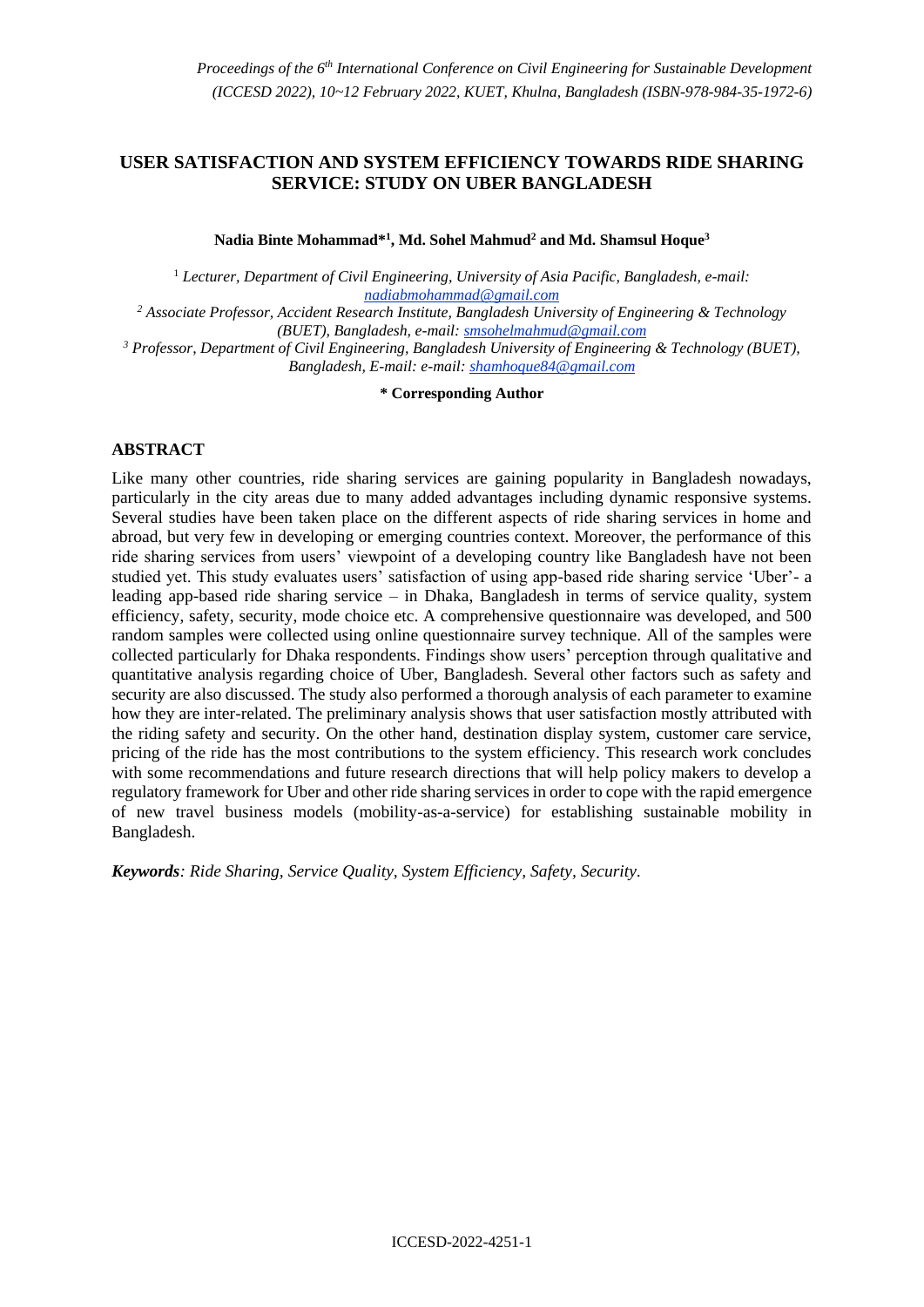# USER SATISFACTION AND SYSTEM EFFICIENCY TOWARDS RIDE SHARING SERVICE: STUDY ON UBER BANGLADESH

**Nadia Binte Mohammad*[1], Md. Sohel Mahmud[2] and Md. Shamsul Hoque[3]**

[1] *Lecturer, Department of Civil Engineering, University of Asia Pacific, Bangladesh, e-mail: nadiabmohammad@gmail.com*

[2] *Associate Professor, Accident Research Institute, Bangladesh University of Engineering & Technology (BUET), Bangladesh, e-mail: smsohelmahmud@gmail.com*

[3] *Professor, Department of Civil Engineering, Bangladesh University of Engineering & Technology (BUET), Bangladesh, E-mail: e-mail: shamhoque84@gmail.com*

**\* Corresponding Author**

## ABSTRACT

Like many other countries, ride sharing services are gaining popularity in Bangladesh nowadays, particularly in the city areas due to many added advantages including dynamic responsive systems. Several studies have been taken place on the different aspects of ride sharing services in home and abroad, but very few in developing or emerging countries context. Moreover, the performance of this ride sharing services from users' viewpoint of a developing country like Bangladesh have not been studied yet. This study evaluates users' satisfaction of using app-based ride sharing service 'Uber'- a leading app-based ride sharing service – in Dhaka, Bangladesh in terms of service quality, system efficiency, safety, security, mode choice etc. A comprehensive questionnaire was developed, and 500 random samples were collected using online questionnaire survey technique. All of the samples were collected particularly for Dhaka respondents. Findings show users' perception through qualitative and quantitative analysis regarding choice of Uber, Bangladesh. Several other factors such as safety and security are also discussed. The study also performed a thorough analysis of each parameter to examine how they are inter-related. The preliminary analysis shows that user satisfaction mostly attributed with the riding safety and security. On the other hand, destination display system, customer care service, pricing of the ride has the most contributions to the system efficiency. This research work concludes with some recommendations and future research directions that will help policy makers to develop a regulatory framework for Uber and other ride sharing services in order to cope with the rapid emergence of new travel business models (mobility-as-a-service) for establishing sustainable mobility in Bangladesh.

***Keywords**: Ride Sharing, Service Quality, System Efficiency, Safety, Security.*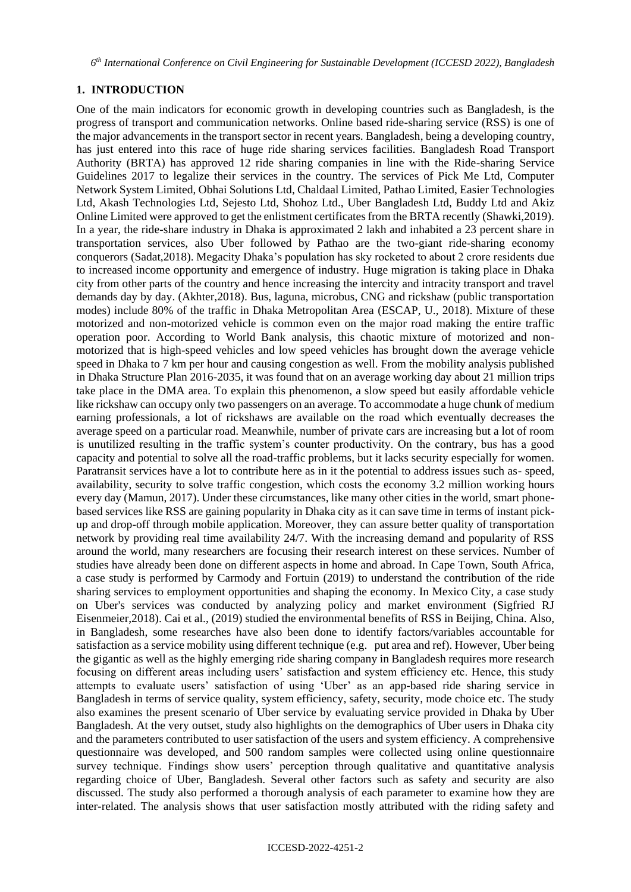## 1. INTRODUCTION

One of the main indicators for economic growth in developing countries such as Bangladesh, is the progress of transport and communication networks. Online based ride-sharing service (RSS) is one of the major advancements in the transport sector in recent years. Bangladesh, being a developing country, has just entered into this race of huge ride sharing services facilities. Bangladesh Road Transport Authority (BRTA) has approved 12 ride sharing companies in line with the Ride-sharing Service Guidelines 2017 to legalize their services in the country. The services of Pick Me Ltd, Computer Network System Limited, Obhai Solutions Ltd, Chaldaal Limited, Pathao Limited, Easier Technologies Ltd, Akash Technologies Ltd, Sejesto Ltd, Shohoz Ltd., Uber Bangladesh Ltd, Buddy Ltd and Akiz Online Limited were approved to get the enlistment certificates from the BRTA recently (Shawki,2019). In a year, the ride-share industry in Dhaka is approximated 2 lakh and inhabited a 23 percent share in transportation services, also Uber followed by Pathao are the two-giant ride-sharing economy conquerors (Sadat,2018). Megacity Dhaka's population has sky rocketed to about 2 crore residents due to increased income opportunity and emergence of industry. Huge migration is taking place in Dhaka city from other parts of the country and hence increasing the intercity and intracity transport and travel demands day by day. (Akhter,2018). Bus, laguna, microbus, CNG and rickshaw (public transportation modes) include 80% of the traffic in Dhaka Metropolitan Area (ESCAP, U., 2018). Mixture of these motorized and non-motorized vehicle is common even on the major road making the entire traffic operation poor. According to World Bank analysis, this chaotic mixture of motorized and non-motorized that is high-speed vehicles and low speed vehicles has brought down the average vehicle speed in Dhaka to 7 km per hour and causing congestion as well. From the mobility analysis published in Dhaka Structure Plan 2016-2035, it was found that on an average working day about 21 million trips take place in the DMA area. To explain this phenomenon, a slow speed but easily affordable vehicle like rickshaw can occupy only two passengers on an average. To accommodate a huge chunk of medium earning professionals, a lot of rickshaws are available on the road which eventually decreases the average speed on a particular road. Meanwhile, number of private cars are increasing but a lot of room is unutilized resulting in the traffic system's counter productivity. On the contrary, bus has a good capacity and potential to solve all the road-traffic problems, but it lacks security especially for women. Paratransit services have a lot to contribute here as in it the potential to address issues such as- speed, availability, security to solve traffic congestion, which costs the economy 3.2 million working hours every day (Mamun, 2017). Under these circumstances, like many other cities in the world, smart phone-based services like RSS are gaining popularity in Dhaka city as it can save time in terms of instant pick-up and drop-off through mobile application. Moreover, they can assure better quality of transportation network by providing real time availability 24/7. With the increasing demand and popularity of RSS around the world, many researchers are focusing their research interest on these services. Number of studies have already been done on different aspects in home and abroad. In Cape Town, South Africa, a case study is performed by Carmody and Fortuin (2019) to understand the contribution of the ride sharing services to employment opportunities and shaping the economy. In Mexico City, a case study on Uber's services was conducted by analyzing policy and market environment (Sigfried RJ Eisenmeier,2018). Cai et al., (2019) studied the environmental benefits of RSS in Beijing, China. Also, in Bangladesh, some researches have also been done to identify factors/variables accountable for satisfaction as a service mobility using different technique (e.g. put area and ref). However, Uber being the gigantic as well as the highly emerging ride sharing company in Bangladesh requires more research focusing on different areas including users' satisfaction and system efficiency etc. Hence, this study attempts to evaluate users' satisfaction of using 'Uber' as an app-based ride sharing service in Bangladesh in terms of service quality, system efficiency, safety, security, mode choice etc. The study also examines the present scenario of Uber service by evaluating service provided in Dhaka by Uber Bangladesh. At the very outset, study also highlights on the demographics of Uber users in Dhaka city and the parameters contributed to user satisfaction of the users and system efficiency. A comprehensive questionnaire was developed, and 500 random samples were collected using online questionnaire survey technique. Findings show users' perception through qualitative and quantitative analysis regarding choice of Uber, Bangladesh. Several other factors such as safety and security are also discussed. The study also performed a thorough analysis of each parameter to examine how they are inter-related. The analysis shows that user satisfaction mostly attributed with the riding safety and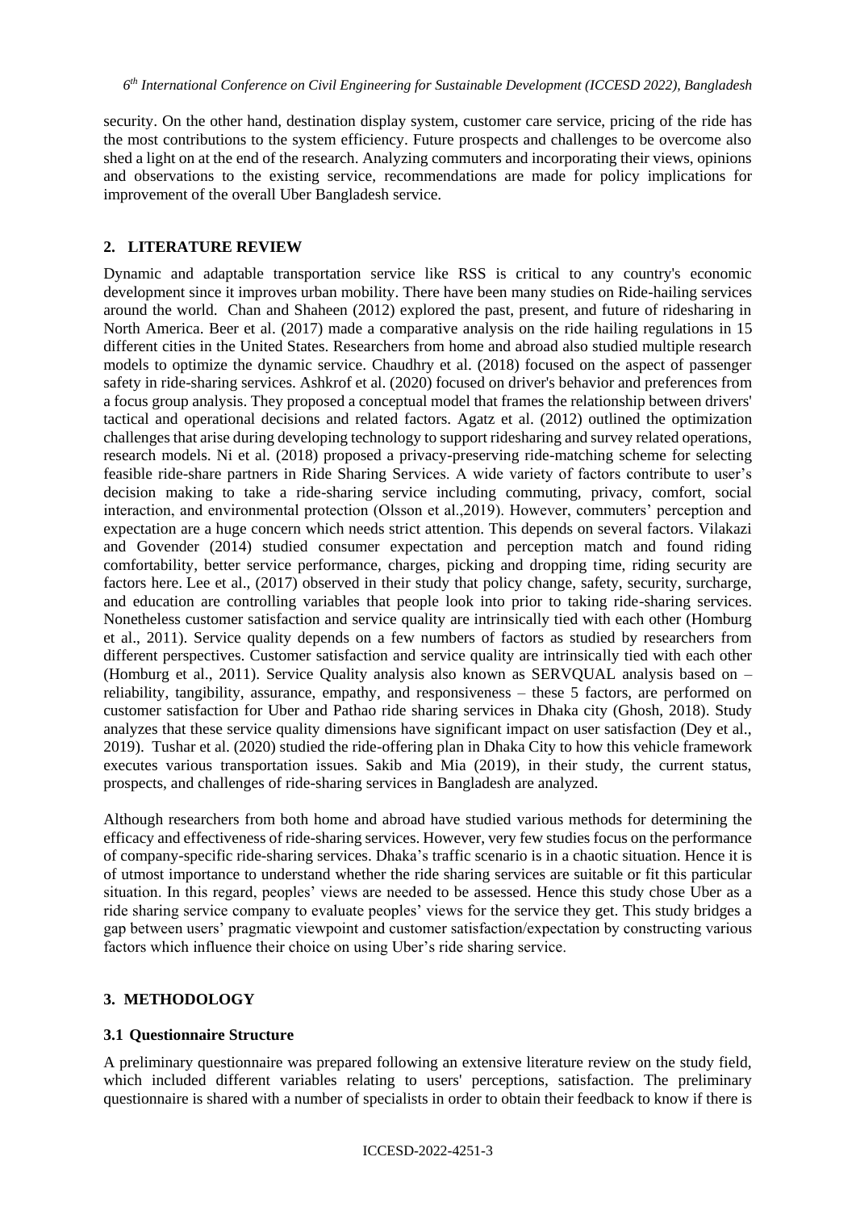security. On the other hand, destination display system, customer care service, pricing of the ride has the most contributions to the system efficiency. Future prospects and challenges to be overcome also shed a light on at the end of the research. Analyzing commuters and incorporating their views, opinions and observations to the existing service, recommendations are made for policy implications for improvement of the overall Uber Bangladesh service.

## 2. LITERATURE REVIEW

Dynamic and adaptable transportation service like RSS is critical to any country's economic development since it improves urban mobility. There have been many studies on Ride-hailing services around the world. Chan and Shaheen (2012) explored the past, present, and future of ridesharing in North America. Beer et al. (2017) made a comparative analysis on the ride hailing regulations in 15 different cities in the United States. Researchers from home and abroad also studied multiple research models to optimize the dynamic service. Chaudhry et al. (2018) focused on the aspect of passenger safety in ride-sharing services. Ashkrof et al. (2020) focused on driver's behavior and preferences from a focus group analysis. They proposed a conceptual model that frames the relationship between drivers' tactical and operational decisions and related factors. Agatz et al. (2012) outlined the optimization challenges that arise during developing technology to support ridesharing and survey related operations, research models. Ni et al. (2018) proposed a privacy-preserving ride-matching scheme for selecting feasible ride-share partners in Ride Sharing Services. A wide variety of factors contribute to user's decision making to take a ride-sharing service including commuting, privacy, comfort, social interaction, and environmental protection (Olsson et al.,2019). However, commuters' perception and expectation are a huge concern which needs strict attention. This depends on several factors. Vilakazi and Govender (2014) studied consumer expectation and perception match and found riding comfortability, better service performance, charges, picking and dropping time, riding security are factors here. Lee et al., (2017) observed in their study that policy change, safety, security, surcharge, and education are controlling variables that people look into prior to taking ride-sharing services. Nonetheless customer satisfaction and service quality are intrinsically tied with each other (Homburg et al., 2011). Service quality depends on a few numbers of factors as studied by researchers from different perspectives. Customer satisfaction and service quality are intrinsically tied with each other (Homburg et al., 2011). Service Quality analysis also known as SERVQUAL analysis based on – reliability, tangibility, assurance, empathy, and responsiveness – these 5 factors, are performed on customer satisfaction for Uber and Pathao ride sharing services in Dhaka city (Ghosh, 2018). Study analyzes that these service quality dimensions have significant impact on user satisfaction (Dey et al., 2019). Tushar et al. (2020) studied the ride-offering plan in Dhaka City to how this vehicle framework executes various transportation issues. Sakib and Mia (2019), in their study, the current status, prospects, and challenges of ride-sharing services in Bangladesh are analyzed.

Although researchers from both home and abroad have studied various methods for determining the efficacy and effectiveness of ride-sharing services. However, very few studies focus on the performance of company-specific ride-sharing services. Dhaka's traffic scenario is in a chaotic situation. Hence it is of utmost importance to understand whether the ride sharing services are suitable or fit this particular situation. In this regard, peoples' views are needed to be assessed. Hence this study chose Uber as a ride sharing service company to evaluate peoples' views for the service they get. This study bridges a gap between users' pragmatic viewpoint and customer satisfaction/expectation by constructing various factors which influence their choice on using Uber's ride sharing service.

## 3. METHODOLOGY

### 3.1 Questionnaire Structure

A preliminary questionnaire was prepared following an extensive literature review on the study field, which included different variables relating to users' perceptions, satisfaction. The preliminary questionnaire is shared with a number of specialists in order to obtain their feedback to know if there is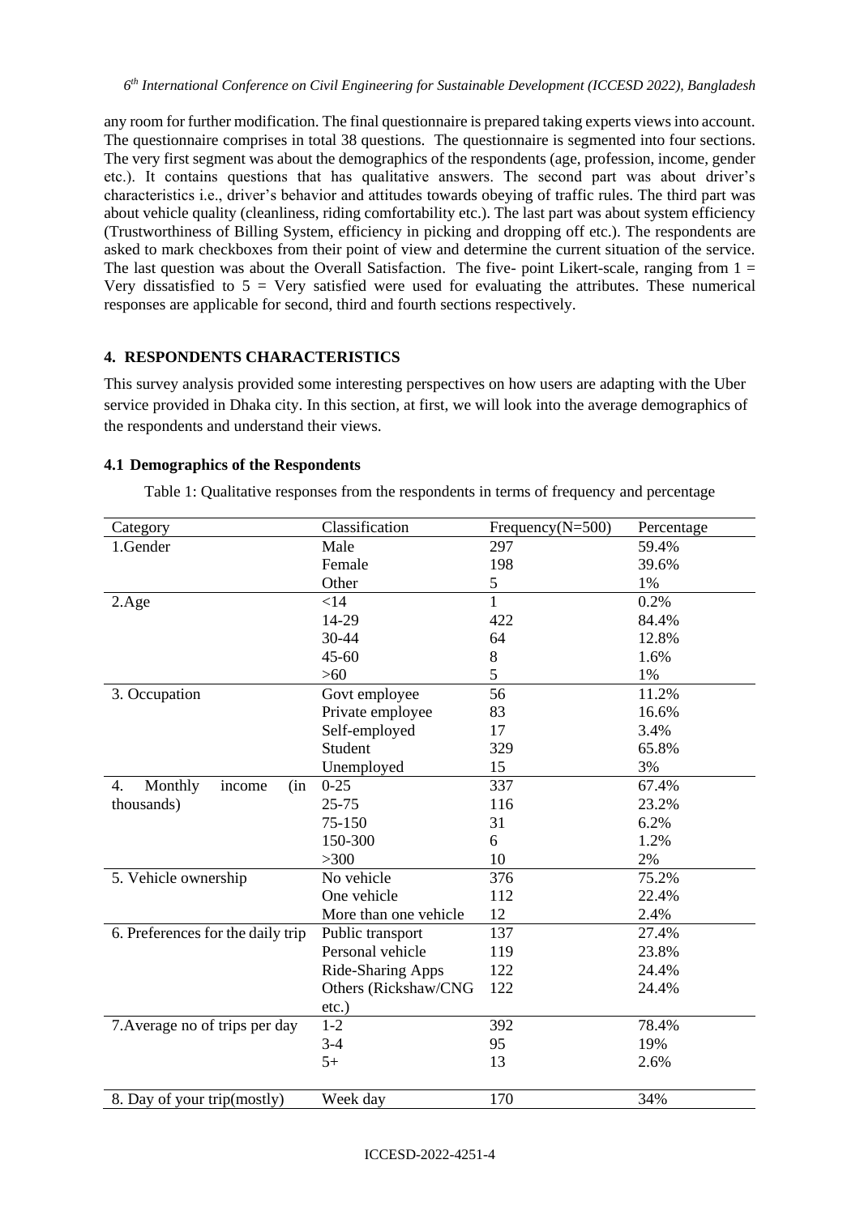any room for further modification. The final questionnaire is prepared taking experts views into account. The questionnaire comprises in total 38 questions. The questionnaire is segmented into four sections. The very first segment was about the demographics of the respondents (age, profession, income, gender etc.). It contains questions that has qualitative answers. The second part was about driver's characteristics i.e., driver's behavior and attitudes towards obeying of traffic rules. The third part was about vehicle quality (cleanliness, riding comfortability etc.). The last part was about system efficiency (Trustworthiness of Billing System, efficiency in picking and dropping off etc.). The respondents are asked to mark checkboxes from their point of view and determine the current situation of the service. The last question was about the Overall Satisfaction. The five- point Likert-scale, ranging from 1 = Very dissatisfied to 5 = Very satisfied were used for evaluating the attributes. These numerical responses are applicable for second, third and fourth sections respectively.

## 4. RESPONDENTS CHARACTERISTICS

This survey analysis provided some interesting perspectives on how users are adapting with the Uber service provided in Dhaka city. In this section, at first, we will look into the average demographics of the respondents and understand their views.

### 4.1 Demographics of the Respondents

Table 1: Qualitative responses from the respondents in terms of frequency and percentage

| Category | Classification | Frequency(N=500) | Percentage |
|---|---|---|---|
| 1.Gender | Male | 297 | 59.4% |
| | Female | 198 | 39.6% |
| | Other | 5 | 1% |
| 2.Age | <14 | 1 | 0.2% |
| | 14-29 | 422 | 84.4% |
| | 30-44 | 64 | 12.8% |
| | 45-60 | 8 | 1.6% |
| | >60 | 5 | 1% |
| 3. Occupation | Govt employee | 56 | 11.2% |
| | Private employee | 83 | 16.6% |
| | Self-employed | 17 | 3.4% |
| | Student | 329 | 65.8% |
| | Unemployed | 15 | 3% |
| 4. Monthly income (in thousands) | 0-25 | 337 | 67.4% |
| | 25-75 | 116 | 23.2% |
| | 75-150 | 31 | 6.2% |
| | 150-300 | 6 | 1.2% |
| | >300 | 10 | 2% |
| 5. Vehicle ownership | No vehicle | 376 | 75.2% |
| | One vehicle | 112 | 22.4% |
| | More than one vehicle | 12 | 2.4% |
| 6. Preferences for the daily trip | Public transport | 137 | 27.4% |
| | Personal vehicle | 119 | 23.8% |
| | Ride-Sharing Apps | 122 | 24.4% |
| | Others (Rickshaw/CNG etc.) | 122 | 24.4% |
| 7.Average no of trips per day | 1-2 | 392 | 78.4% |
| | 3-4 | 95 | 19% |
| | 5+ | 13 | 2.6% |
| 8. Day of your trip(mostly) | Week day | 170 | 34% |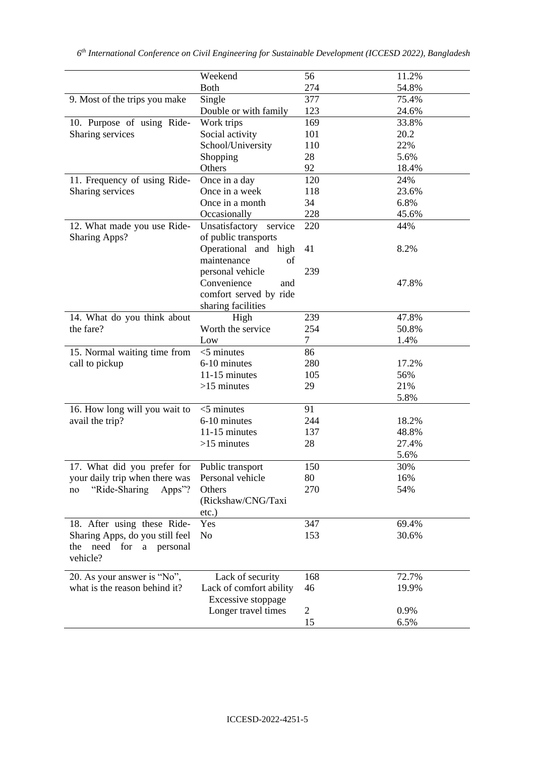| | Weekend | 56 | 11.2% |
|---|---|---|---|
| | Both | 274 | 54.8% |
| 9. Most of the trips you make | Single | 377 | 75.4% |
| | Double or with family | 123 | 24.6% |
| 10. Purpose of using Ride-Sharing services | Work trips | 169 | 33.8% |
| | Social activity | 101 | 20.2 |
| | School/University | 110 | 22% |
| | Shopping | 28 | 5.6% |
| | Others | 92 | 18.4% |
| 11. Frequency of using Ride-Sharing services | Once in a day | 120 | 24% |
| | Once in a week | 118 | 23.6% |
| | Once in a month | 34 | 6.8% |
| | Occasionally | 228 | 45.6% |
| 12. What made you use Ride-Sharing Apps? | Unsatisfactory service of public transports | 220 | 44% |
| | Operational and high maintenance of personal vehicle | 41 | 8.2% |
| | Convenience and comfort served by ride sharing facilities | 239 | 47.8% |
| 14. What do you think about the fare? | High | 239 | 47.8% |
| | Worth the service | 254 | 50.8% |
| | Low | 7 | 1.4% |
| 15. Normal waiting time from call to pickup | <5 minutes | 86 | |
| | 6-10 minutes | 280 | 17.2% |
| | 11-15 minutes | 105 | 56% |
| | >15 minutes | 29 | 21% |
| | | | 5.8% |
| 16. How long will you wait to avail the trip? | <5 minutes | 91 | |
| | 6-10 minutes | 244 | 18.2% |
| | 11-15 minutes | 137 | 48.8% |
| | >15 minutes | 28 | 27.4% |
| | | | 5.6% |
| 17. What did you prefer for your daily trip when there was no "Ride-Sharing Apps"? | Public transport | 150 | 30% |
| | Personal vehicle | 80 | 16% |
| | Others (Rickshaw/CNG/Taxi etc.) | 270 | 54% |
| 18. After using these Ride-Sharing Apps, do you still feel the need for a personal vehicle? | Yes | 347 | 69.4% |
| | No | 153 | 30.6% |
| 20. As your answer is "No", what is the reason behind it? | Lack of security | 168 | 72.7% |
| | Lack of comfort ability | 46 | 19.9% |
| | Excessive stoppage | | |
| | Longer travel times | 2 | 0.9% |
| | | 15 | 6.5% |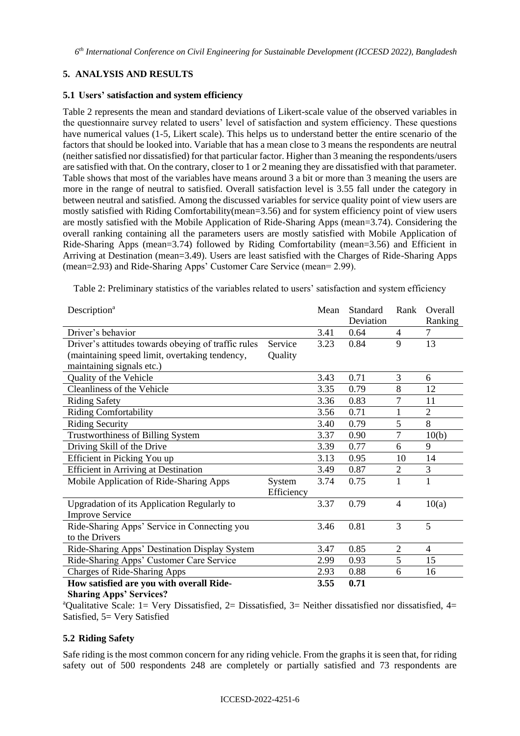## 5. ANALYSIS AND RESULTS

### 5.1 Users' satisfaction and system efficiency

Table 2 represents the mean and standard deviations of Likert-scale value of the observed variables in the questionnaire survey related to users' level of satisfaction and system efficiency. These questions have numerical values (1-5, Likert scale). This helps us to understand better the entire scenario of the factors that should be looked into. Variable that has a mean close to 3 means the respondents are neutral (neither satisfied nor dissatisfied) for that particular factor. Higher than 3 meaning the respondents/users are satisfied with that. On the contrary, closer to 1 or 2 meaning they are dissatisfied with that parameter. Table shows that most of the variables have means around 3 a bit or more than 3 meaning the users are more in the range of neutral to satisfied. Overall satisfaction level is 3.55 fall under the category in between neutral and satisfied. Among the discussed variables for service quality point of view users are mostly satisfied with Riding Comfortability(mean=3.56) and for system efficiency point of view users are mostly satisfied with the Mobile Application of Ride-Sharing Apps (mean=3.74). Considering the overall ranking containing all the parameters users are mostly satisfied with Mobile Application of Ride-Sharing Apps (mean=3.74) followed by Riding Comfortability (mean=3.56) and Efficient in Arriving at Destination (mean=3.49). Users are least satisfied with the Charges of Ride-Sharing Apps (mean=2.93) and Ride-Sharing Apps' Customer Care Service (mean= 2.99).

Table 2: Preliminary statistics of the variables related to users' satisfaction and system efficiency

| Description[a] | | Mean | Standard Deviation | Rank | Overall Ranking |
|---|---|---|---|---|---|
| Driver's behavior | Service Quality | 3.41 | 0.64 | 4 | 7 |
| Driver's attitudes towards obeying of traffic rules (maintaining speed limit, overtaking tendency, maintaining signals etc.) | | 3.23 | 0.84 | 9 | 13 |
| Quality of the Vehicle | | 3.43 | 0.71 | 3 | 6 |
| Cleanliness of the Vehicle | | 3.35 | 0.79 | 8 | 12 |
| Riding Safety | | 3.36 | 0.83 | 7 | 11 |
| Riding Comfortability | | 3.56 | 0.71 | 1 | 2 |
| Riding Security | | 3.40 | 0.79 | 5 | 8 |
| Trustworthiness of Billing System | | 3.37 | 0.90 | 7 | 10(b) |
| Driving Skill of the Drive | | 3.39 | 0.77 | 6 | 9 |
| Efficient in Picking You up | | 3.13 | 0.95 | 10 | 14 |
| Efficient in Arriving at Destination | | 3.49 | 0.87 | 2 | 3 |
| Mobile Application of Ride-Sharing Apps | System Efficiency | 3.74 | 0.75 | 1 | 1 |
| Upgradation of its Application Regularly to Improve Service | | 3.37 | 0.79 | 4 | 10(a) |
| Ride-Sharing Apps' Service in Connecting you to the Drivers | | 3.46 | 0.81 | 3 | 5 |
| Ride-Sharing Apps' Destination Display System | | 3.47 | 0.85 | 2 | 4 |
| Ride-Sharing Apps' Customer Care Service | | 2.99 | 0.93 | 5 | 15 |
| Charges of Ride-Sharing Apps | | 2.93 | 0.88 | 6 | 16 |
| **How satisfied are you with overall Ride-Sharing Apps' Services?** | | **3.55** | **0.71** | | |

[a]Qualitative Scale: 1= Very Dissatisfied, 2= Dissatisfied, 3= Neither dissatisfied nor dissatisfied, 4= Satisfied, 5= Very Satisfied

### 5.2 Riding Safety

Safe riding is the most common concern for any riding vehicle. From the graphs it is seen that, for riding safety out of 500 respondents 248 are completely or partially satisfied and 73 respondents are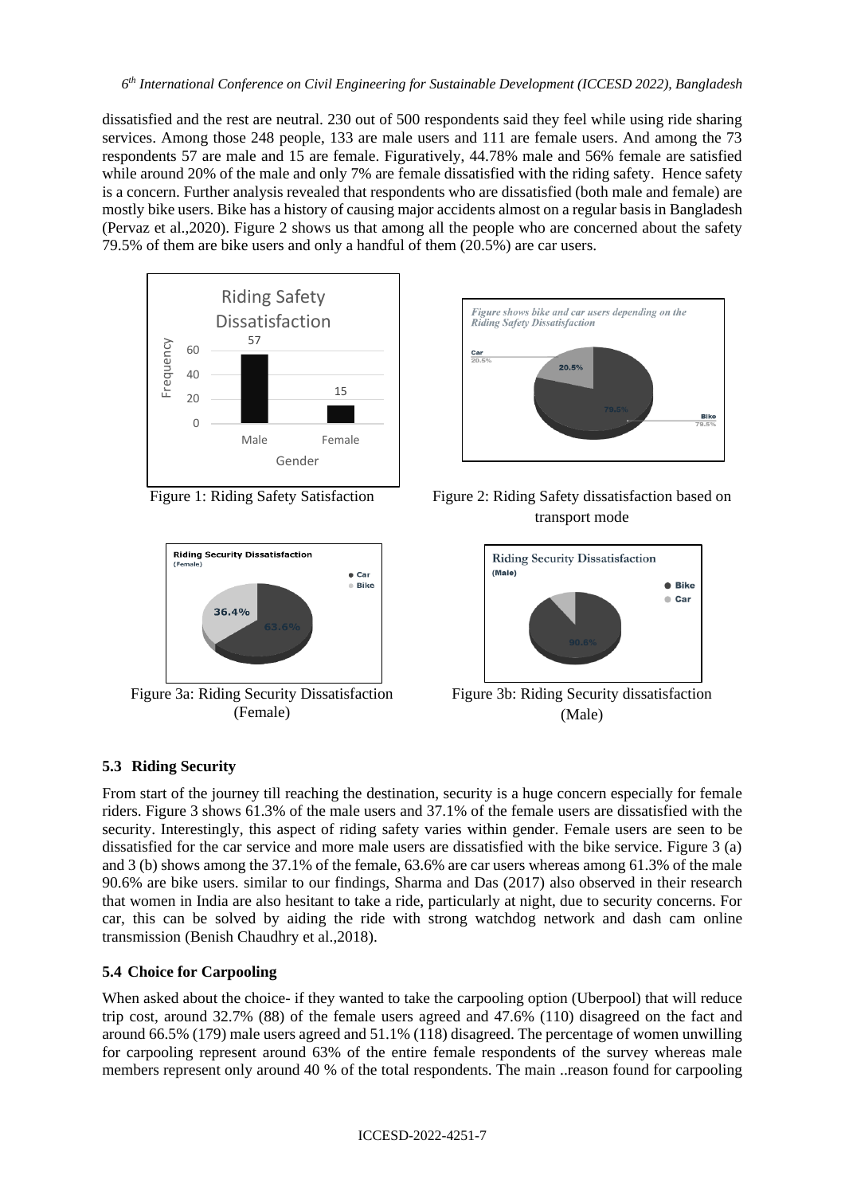dissatisfied and the rest are neutral. 230 out of 500 respondents said they feel while using ride sharing services. Among those 248 people, 133 are male users and 111 are female users. And among the 73 respondents 57 are male and 15 are female. Figuratively, 44.78% male and 56% female are satisfied while around 20% of the male and only 7% are female dissatisfied with the riding safety. Hence safety is a concern. Further analysis revealed that respondents who are dissatisfied (both male and female) are mostly bike users. Bike has a history of causing major accidents almost on a regular basis in Bangladesh (Pervaz et al.,2020). Figure 2 shows us that among all the people who are concerned about the safety 79.5% of them are bike users and only a handful of them (20.5%) are car users.

Figure 1: Riding Safety Satisfaction

Figure 2: Riding Safety dissatisfaction based on transport mode

Figure 3a: Riding Security Dissatisfaction (Female)

Figure 3b: Riding Security dissatisfaction (Male)

### 5.3 Riding Security

From start of the journey till reaching the destination, security is a huge concern especially for female riders. Figure 3 shows 61.3% of the male users and 37.1% of the female users are dissatisfied with the security. Interestingly, this aspect of riding safety varies within gender. Female users are seen to be dissatisfied for the car service and more male users are dissatisfied with the bike service. Figure 3 (a) and 3 (b) shows among the 37.1% of the female, 63.6% are car users whereas among 61.3% of the male 90.6% are bike users. similar to our findings, Sharma and Das (2017) also observed in their research that women in India are also hesitant to take a ride, particularly at night, due to security concerns. For car, this can be solved by aiding the ride with strong watchdog network and dash cam online transmission (Benish Chaudhry et al.,2018).

### 5.4 Choice for Carpooling

When asked about the choice- if they wanted to take the carpooling option (Uberpool) that will reduce trip cost, around 32.7% (88) of the female users agreed and 47.6% (110) disagreed on the fact and around 66.5% (179) male users agreed and 51.1% (118) disagreed. The percentage of women unwilling for carpooling represent around 63% of the entire female respondents of the survey whereas male members represent only around 40 % of the total respondents. The main ..reason found for carpooling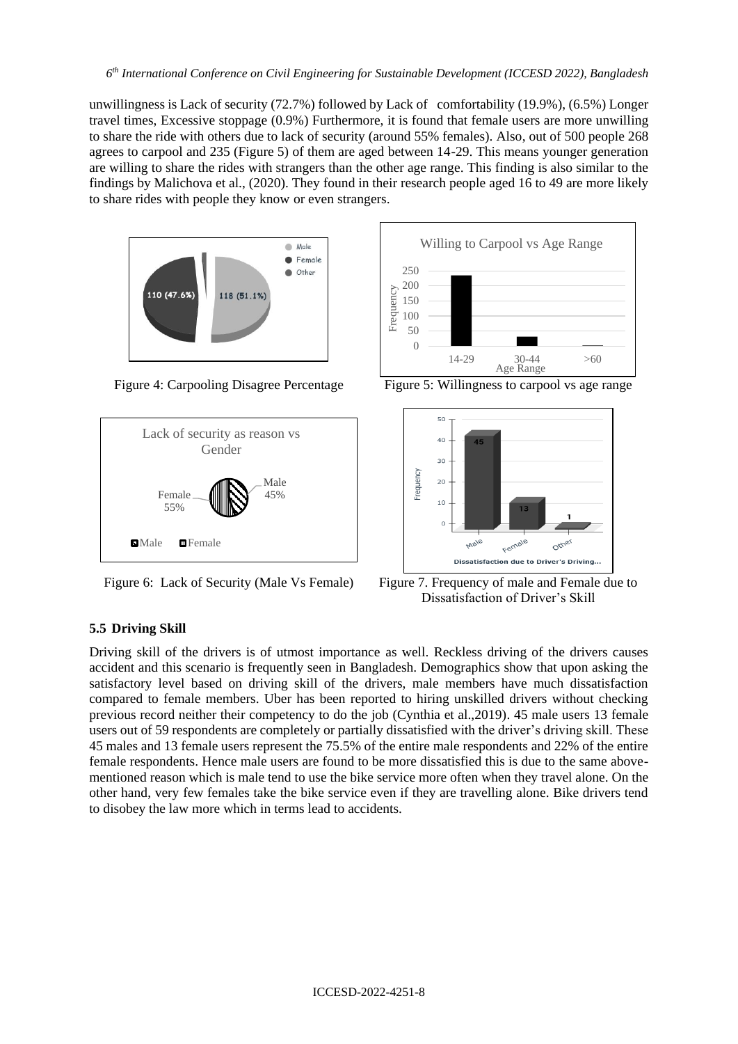unwillingness is Lack of security (72.7%) followed by Lack of comfortability (19.9%), (6.5%) Longer travel times, Excessive stoppage (0.9%) Furthermore, it is found that female users are more unwilling to share the ride with others due to lack of security (around 55% females). Also, out of 500 people 268 agrees to carpool and 235 (Figure 5) of them are aged between 14-29. This means younger generation are willing to share the rides with strangers than the other age range. This finding is also similar to the findings by Malichova et al., (2020). They found in their research people aged 16 to 49 are more likely to share rides with people they know or even strangers.

Figure 4: Carpooling Disagree Percentage

Figure 5: Willingness to carpool vs age range

Figure 6: Lack of Security (Male Vs Female)

Figure 7. Frequency of male and Female due to Dissatisfaction of Driver's Skill

### 5.5 Driving Skill

Driving skill of the drivers is of utmost importance as well. Reckless driving of the drivers causes accident and this scenario is frequently seen in Bangladesh. Demographics show that upon asking the satisfactory level based on driving skill of the drivers, male members have much dissatisfaction compared to female members. Uber has been reported to hiring unskilled drivers without checking previous record neither their competency to do the job (Cynthia et al.,2019). 45 male users 13 female users out of 59 respondents are completely or partially dissatisfied with the driver's driving skill. These 45 males and 13 female users represent the 75.5% of the entire male respondents and 22% of the entire female respondents. Hence male users are found to be more dissatisfied this is due to the same above-mentioned reason which is male tend to use the bike service more often when they travel alone. On the other hand, very few females take the bike service even if they are travelling alone. Bike drivers tend to disobey the law more which in terms lead to accidents.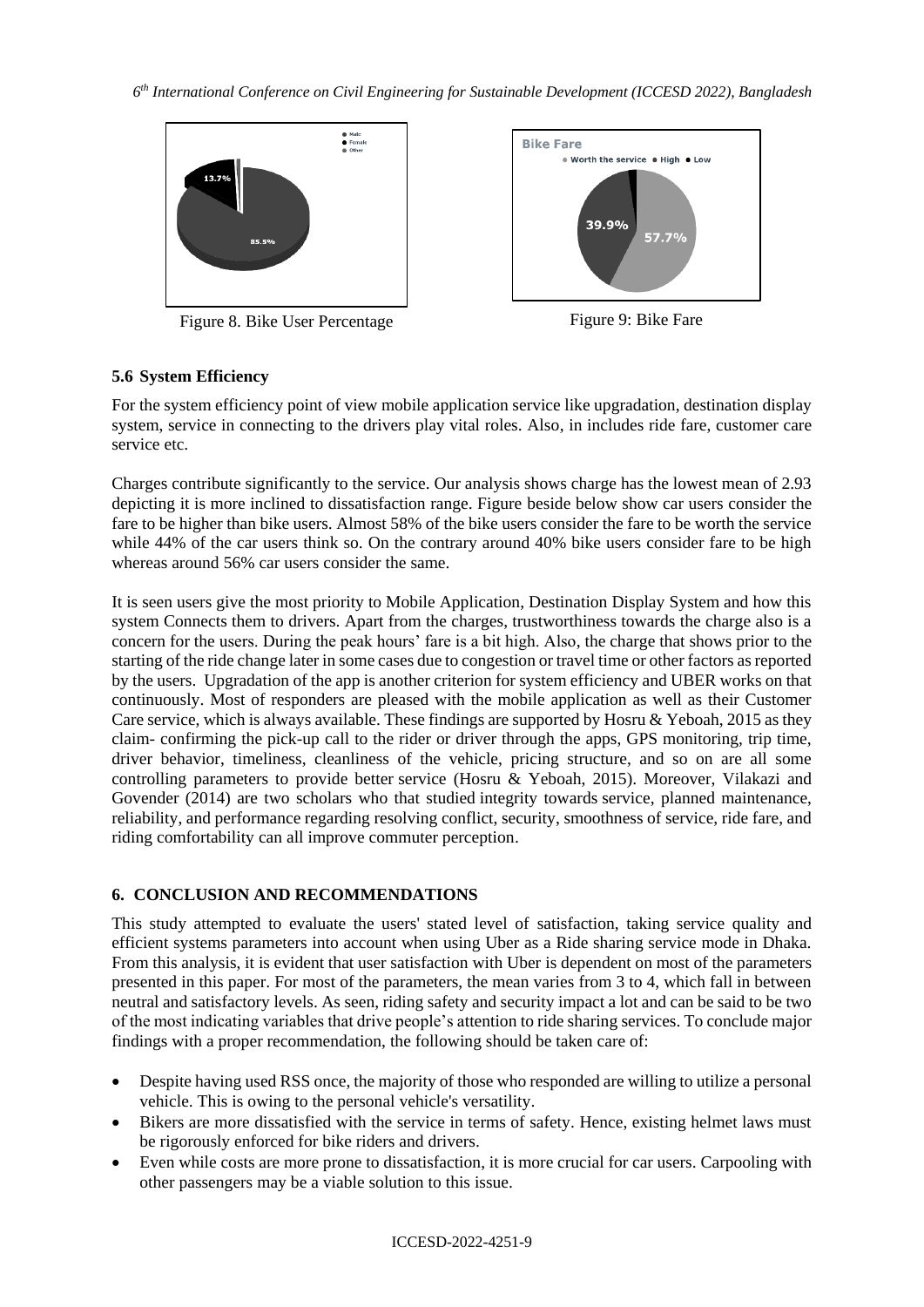Figure 8. Bike User Percentage

Figure 9: Bike Fare

### 5.6 System Efficiency

For the system efficiency point of view mobile application service like upgradation, destination display system, service in connecting to the drivers play vital roles. Also, in includes ride fare, customer care service etc.

Charges contribute significantly to the service. Our analysis shows charge has the lowest mean of 2.93 depicting it is more inclined to dissatisfaction range. Figure beside below show car users consider the fare to be higher than bike users. Almost 58% of the bike users consider the fare to be worth the service while 44% of the car users think so. On the contrary around 40% bike users consider fare to be high whereas around 56% car users consider the same.

It is seen users give the most priority to Mobile Application, Destination Display System and how this system Connects them to drivers. Apart from the charges, trustworthiness towards the charge also is a concern for the users. During the peak hours' fare is a bit high. Also, the charge that shows prior to the starting of the ride change later in some cases due to congestion or travel time or other factors as reported by the users. Upgradation of the app is another criterion for system efficiency and UBER works on that continuously. Most of responders are pleased with the mobile application as well as their Customer Care service, which is always available. These findings are supported by Hosru & Yeboah, 2015 as they claim- confirming the pick-up call to the rider or driver through the apps, GPS monitoring, trip time, driver behavior, timeliness, cleanliness of the vehicle, pricing structure, and so on are all some controlling parameters to provide better service (Hosru & Yeboah, 2015). Moreover, Vilakazi and Govender (2014) are two scholars who that studied integrity towards service, planned maintenance, reliability, and performance regarding resolving conflict, security, smoothness of service, ride fare, and riding comfortability can all improve commuter perception.

## 6. CONCLUSION AND RECOMMENDATIONS

This study attempted to evaluate the users' stated level of satisfaction, taking service quality and efficient systems parameters into account when using Uber as a Ride sharing service mode in Dhaka. From this analysis, it is evident that user satisfaction with Uber is dependent on most of the parameters presented in this paper. For most of the parameters, the mean varies from 3 to 4, which fall in between neutral and satisfactory levels. As seen, riding safety and security impact a lot and can be said to be two of the most indicating variables that drive people's attention to ride sharing services. To conclude major findings with a proper recommendation, the following should be taken care of:

- Despite having used RSS once, the majority of those who responded are willing to utilize a personal vehicle. This is owing to the personal vehicle's versatility.
- Bikers are more dissatisfied with the service in terms of safety. Hence, existing helmet laws must be rigorously enforced for bike riders and drivers.
- Even while costs are more prone to dissatisfaction, it is more crucial for car users. Carpooling with other passengers may be a viable solution to this issue.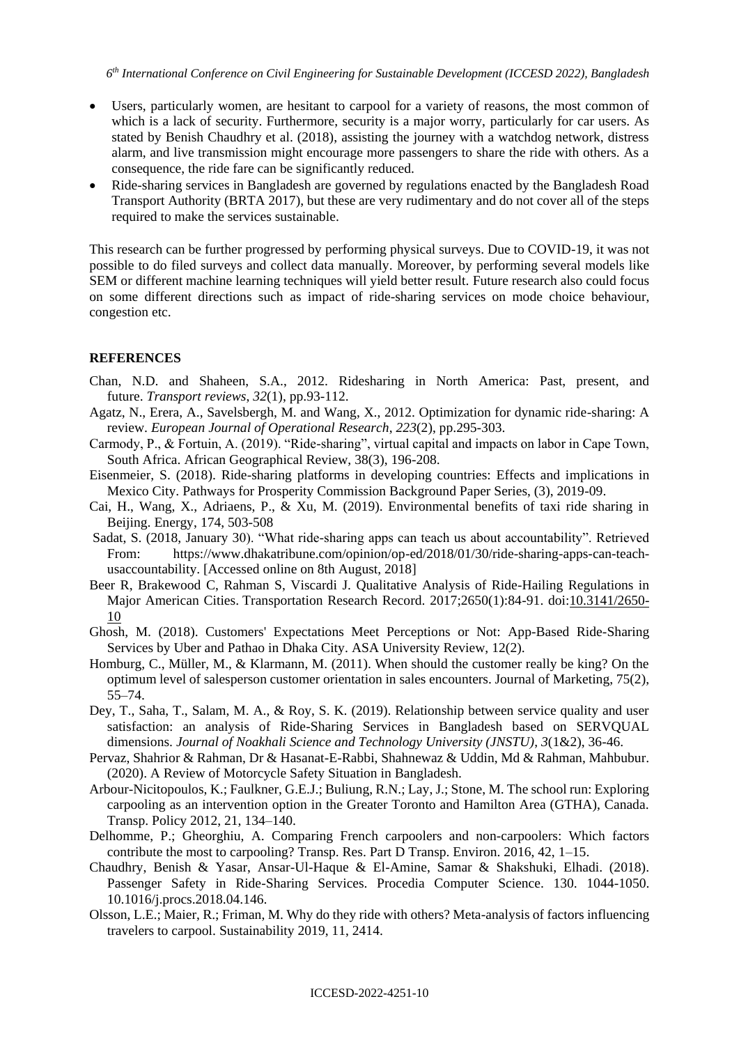- Users, particularly women, are hesitant to carpool for a variety of reasons, the most common of which is a lack of security. Furthermore, security is a major worry, particularly for car users. As stated by Benish Chaudhry et al. (2018), assisting the journey with a watchdog network, distress alarm, and live transmission might encourage more passengers to share the ride with others. As a consequence, the ride fare can be significantly reduced.
- Ride-sharing services in Bangladesh are governed by regulations enacted by the Bangladesh Road Transport Authority (BRTA 2017), but these are very rudimentary and do not cover all of the steps required to make the services sustainable.

This research can be further progressed by performing physical surveys. Due to COVID-19, it was not possible to do filed surveys and collect data manually. Moreover, by performing several models like SEM or different machine learning techniques will yield better result. Future research also could focus on some different directions such as impact of ride-sharing services on mode choice behaviour, congestion etc.

## REFERENCES

Chan, N.D. and Shaheen, S.A., 2012. Ridesharing in North America: Past, present, and future. *Transport reviews*, *32*(1), pp.93-112.

Agatz, N., Erera, A., Savelsbergh, M. and Wang, X., 2012. Optimization for dynamic ride-sharing: A review. *European Journal of Operational Research*, *223*(2), pp.295-303.

Carmody, P., & Fortuin, A. (2019). "Ride-sharing", virtual capital and impacts on labor in Cape Town, South Africa. African Geographical Review, 38(3), 196-208.

Eisenmeier, S. (2018). Ride-sharing platforms in developing countries: Effects and implications in Mexico City. Pathways for Prosperity Commission Background Paper Series, (3), 2019-09.

Cai, H., Wang, X., Adriaens, P., & Xu, M. (2019). Environmental benefits of taxi ride sharing in Beijing. Energy, 174, 503-508

Sadat, S. (2018, January 30). "What ride-sharing apps can teach us about accountability". Retrieved From: https://www.dhakatribune.com/opinion/op-ed/2018/01/30/ride-sharing-apps-can-teach-usaccountability. [Accessed online on 8th August, 2018]

Beer R, Brakewood C, Rahman S, Viscardi J. Qualitative Analysis of Ride-Hailing Regulations in Major American Cities. Transportation Research Record. 2017;2650(1):84-91. doi:10.3141/2650-10

Ghosh, M. (2018). Customers' Expectations Meet Perceptions or Not: App-Based Ride-Sharing Services by Uber and Pathao in Dhaka City. ASA University Review, 12(2).

Homburg, C., Müller, M., & Klarmann, M. (2011). When should the customer really be king? On the optimum level of salesperson customer orientation in sales encounters. Journal of Marketing, 75(2), 55–74.

Dey, T., Saha, T., Salam, M. A., & Roy, S. K. (2019). Relationship between service quality and user satisfaction: an analysis of Ride-Sharing Services in Bangladesh based on SERVQUAL dimensions. *Journal of Noakhali Science and Technology University (JNSTU)*, *3*(1&2), 36-46.

Pervaz, Shahrior & Rahman, Dr & Hasanat-E-Rabbi, Shahnewaz & Uddin, Md & Rahman, Mahbubur. (2020). A Review of Motorcycle Safety Situation in Bangladesh.

Arbour-Nicitopoulos, K.; Faulkner, G.E.J.; Buliung, R.N.; Lay, J.; Stone, M. The school run: Exploring carpooling as an intervention option in the Greater Toronto and Hamilton Area (GTHA), Canada. Transp. Policy 2012, 21, 134–140.

Delhomme, P.; Gheorghiu, A. Comparing French carpoolers and non-carpoolers: Which factors contribute the most to carpooling? Transp. Res. Part D Transp. Environ. 2016, 42, 1–15.

Chaudhry, Benish & Yasar, Ansar-Ul-Haque & El-Amine, Samar & Shakshuki, Elhadi. (2018). Passenger Safety in Ride-Sharing Services. Procedia Computer Science. 130. 1044-1050. 10.1016/j.procs.2018.04.146.

Olsson, L.E.; Maier, R.; Friman, M. Why do they ride with others? Meta-analysis of factors influencing travelers to carpool. Sustainability 2019, 11, 2414.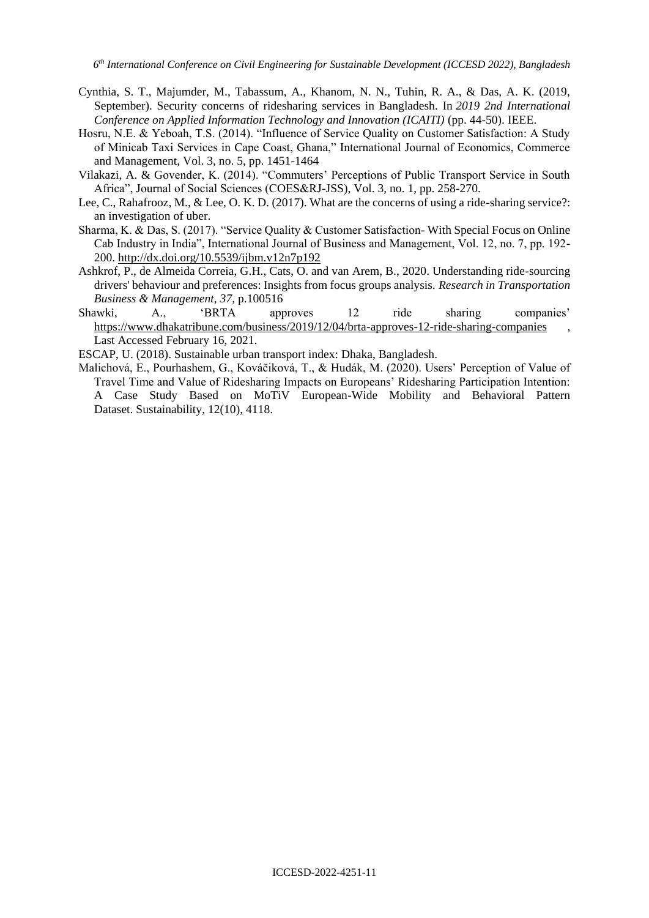Cynthia, S. T., Majumder, M., Tabassum, A., Khanom, N. N., Tuhin, R. A., & Das, A. K. (2019, September). Security concerns of ridesharing services in Bangladesh. In *2019 2nd International Conference on Applied Information Technology and Innovation (ICAITI)* (pp. 44-50). IEEE.

Hosru, N.E. & Yeboah, T.S. (2014). "Influence of Service Quality on Customer Satisfaction: A Study of Minicab Taxi Services in Cape Coast, Ghana," International Journal of Economics, Commerce and Management, Vol. 3, no. 5, pp. 1451-1464

Vilakazi, A. & Govender, K. (2014). "Commuters' Perceptions of Public Transport Service in South Africa", Journal of Social Sciences (COES&RJ-JSS), Vol. 3, no. 1, pp. 258-270.

Lee, C., Rahafrooz, M., & Lee, O. K. D. (2017). What are the concerns of using a ride-sharing service?: an investigation of uber.

Sharma, K. & Das, S. (2017). "Service Quality & Customer Satisfaction- With Special Focus on Online Cab Industry in India", International Journal of Business and Management, Vol. 12, no. 7, pp. 192-200. http://dx.doi.org/10.5539/ijbm.v12n7p192

Ashkrof, P., de Almeida Correia, G.H., Cats, O. and van Arem, B., 2020. Understanding ride-sourcing drivers' behaviour and preferences: Insights from focus groups analysis. *Research in Transportation Business & Management*, *37*, p.100516

Shawki, A., 'BRTA approves 12 ride sharing companies' https://www.dhakatribune.com/business/2019/12/04/brta-approves-12-ride-sharing-companies , Last Accessed February 16, 2021.

ESCAP, U. (2018). Sustainable urban transport index: Dhaka, Bangladesh.

Malichová, E., Pourhashem, G., Kováčiková, T., & Hudák, M. (2020). Users' Perception of Value of Travel Time and Value of Ridesharing Impacts on Europeans' Ridesharing Participation Intention: A Case Study Based on MoTiV European-Wide Mobility and Behavioral Pattern Dataset. Sustainability, 12(10), 4118.